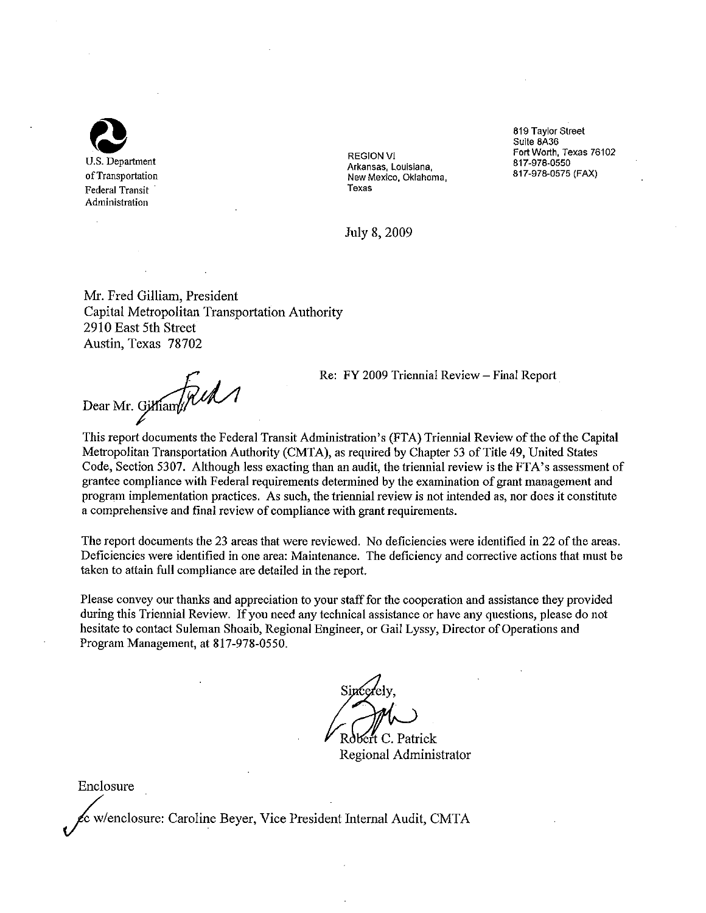U.S. Department of Transportation
Federal Transit Administration

REGION VI
Arkansas, Louisiana, New Mexico, Oklahoma, Texas

819 Taylor Street
Suite 8A36
Fort Worth, Texas 76102
817-978-0550
817-978-0575 (FAX)

July 8, 2009

Mr. Fred Gilliam, President
Capital Metropolitan Transportation Authority
2910 East 5th Street
Austin, Texas 78702

Re: FY 2009 Triennial Review – Final Report

Dear Mr. Gilliam:

This report documents the Federal Transit Administration's (FTA) Triennial Review of the of the Capital Metropolitan Transportation Authority (CMTA), as required by Chapter 53 of Title 49, United States Code, Section 5307. Although less exacting than an audit, the triennial review is the FTA's assessment of grantee compliance with Federal requirements determined by the examination of grant management and program implementation practices. As such, the triennial review is not intended as, nor does it constitute a comprehensive and final review of compliance with grant requirements.

The report documents the 23 areas that were reviewed. No deficiencies were identified in 22 of the areas. Deficiencies were identified in one area: Maintenance. The deficiency and corrective actions that must be taken to attain full compliance are detailed in the report.

Please convey our thanks and appreciation to your staff for the cooperation and assistance they provided during this Triennial Review. If you need any technical assistance or have any questions, please do not hesitate to contact Suleman Shoaib, Regional Engineer, or Gail Lyssy, Director of Operations and Program Management, at 817-978-0550.

Sincerely,

Robert C. Patrick
Regional Administrator

Enclosure

cc w/enclosure: Caroline Beyer, Vice President Internal Audit, CMTA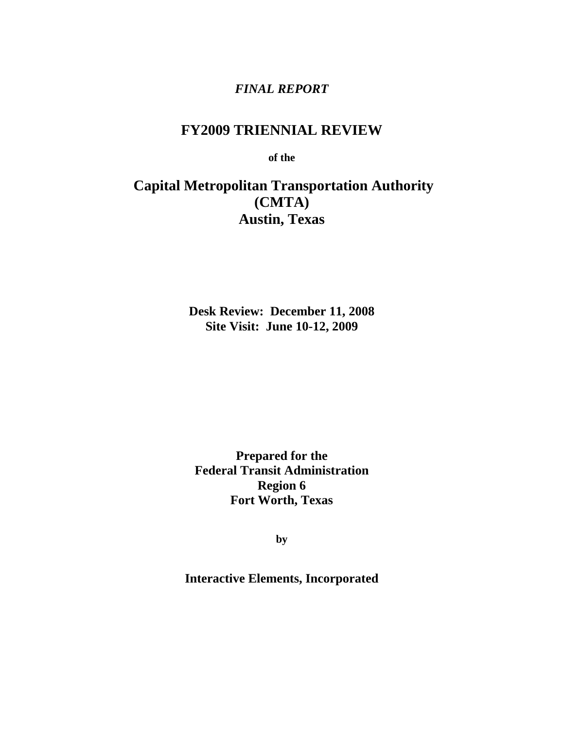*FINAL REPORT*

# FY2009 TRIENNIAL REVIEW

**of the**

# Capital Metropolitan Transportation Authority (CMTA) Austin, Texas

**Desk Review: December 11, 2008**
**Site Visit: June 10-12, 2009**

**Prepared for the**
**Federal Transit Administration**
**Region 6**
**Fort Worth, Texas**

**by**

**Interactive Elements, Incorporated**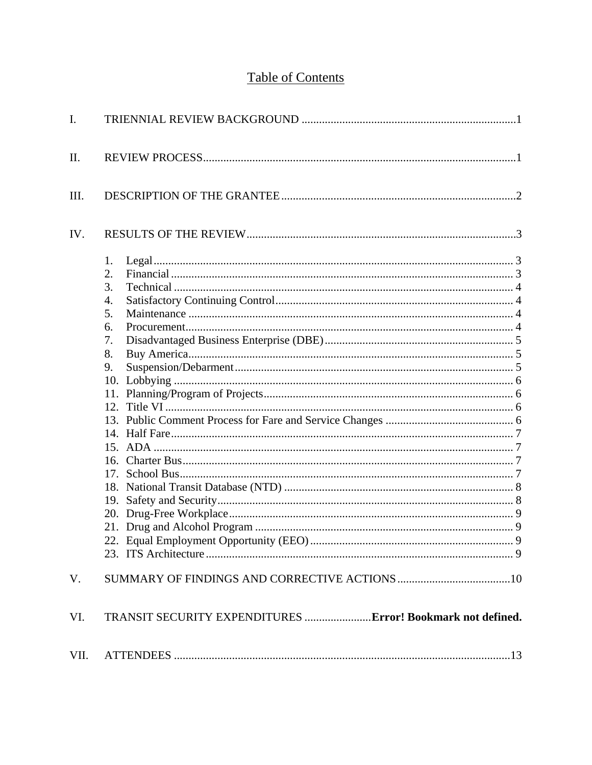# Table of Contents

I. TRIENNIAL REVIEW BACKGROUND ........................................................................1

II. REVIEW PROCESS........................................................................................................1

III. DESCRIPTION OF THE GRANTEE ...............................................................................2

IV. RESULTS OF THE REVIEW............................................................................................3

1. Legal........................................................................................................................... 3
2. Financial ..................................................................................................................... 3
3. Technical .................................................................................................................... 4
4. Satisfactory Continuing Control................................................................................. 4
5. Maintenance ............................................................................................................... 4
6. Procurement................................................................................................................ 4
7. Disadvantaged Business Enterprise (DBE)................................................................. 5
8. Buy America................................................................................................................ 5
9. Suspension/Debarment................................................................................................ 5
10. Lobbying .................................................................................................................... 6
11. Planning/Program of Projects..................................................................................... 6
12. Title VI ....................................................................................................................... 6
13. Public Comment Process for Fare and Service Changes ............................................ 6
14. Half Fare..................................................................................................................... 7
15. ADA ........................................................................................................................... 7
16. Charter Bus.................................................................................................................. 7
17. School Bus................................................................................................................... 7
18. National Transit Database (NTD) ............................................................................... 8
19. Safety and Security..................................................................................................... 8
20. Drug-Free Workplace.................................................................................................. 9
21. Drug and Alcohol Program ......................................................................................... 9
22. Equal Employment Opportunity (EEO)...................................................................... 9
23. ITS Architecture.......................................................................................................... 9

V. SUMMARY OF FINDINGS AND CORRECTIVE ACTIONS.......................................10

VI. TRANSIT SECURITY EXPENDITURES .......................**Error! Bookmark not defined.**

VII. ATTENDEES ...................................................................................................................13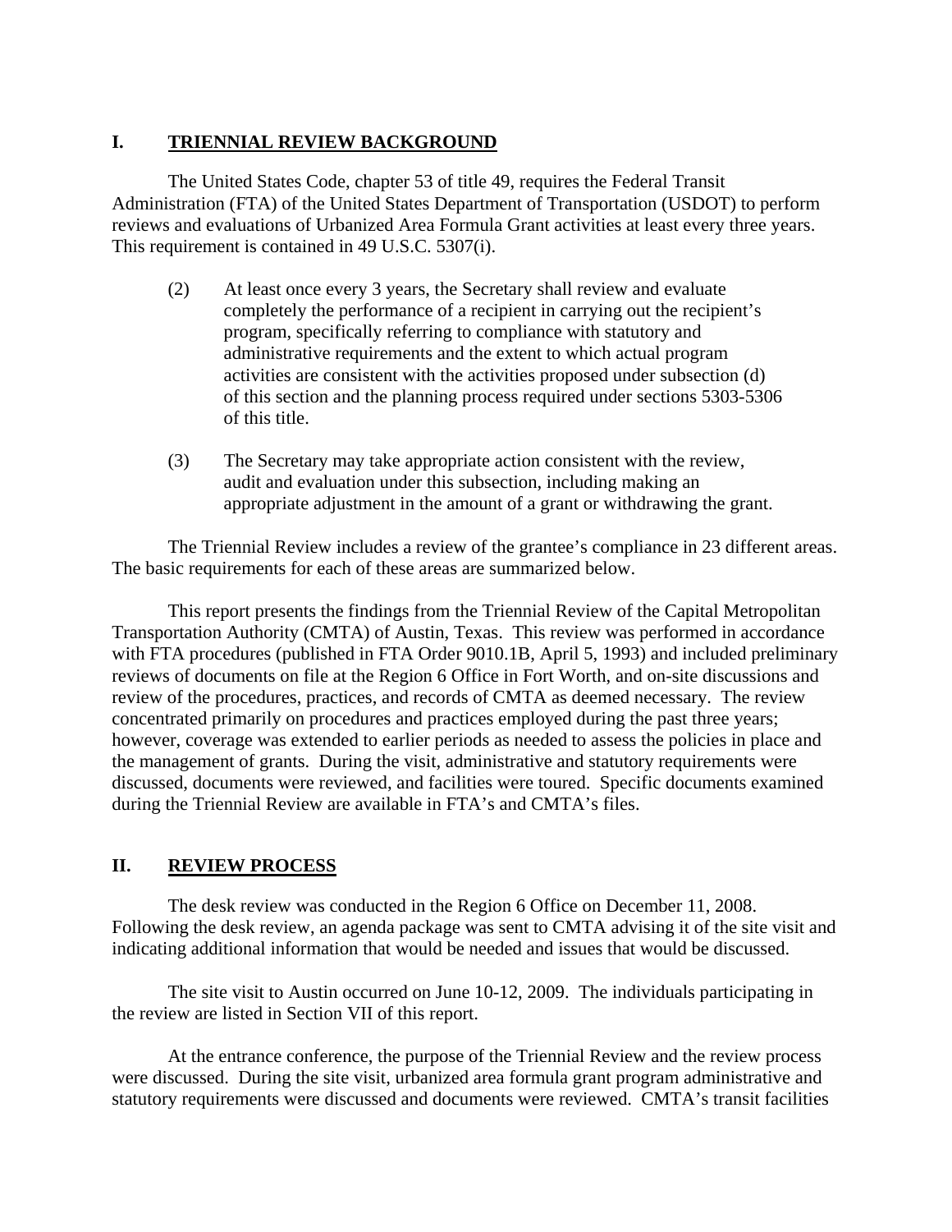## I. TRIENNIAL REVIEW BACKGROUND

The United States Code, chapter 53 of title 49, requires the Federal Transit Administration (FTA) of the United States Department of Transportation (USDOT) to perform reviews and evaluations of Urbanized Area Formula Grant activities at least every three years. This requirement is contained in 49 U.S.C. 5307(i).

> (2) At least once every 3 years, the Secretary shall review and evaluate completely the performance of a recipient in carrying out the recipient's program, specifically referring to compliance with statutory and administrative requirements and the extent to which actual program activities are consistent with the activities proposed under subsection (d) of this section and the planning process required under sections 5303-5306 of this title.
>
> (3) The Secretary may take appropriate action consistent with the review, audit and evaluation under this subsection, including making an appropriate adjustment in the amount of a grant or withdrawing the grant.

The Triennial Review includes a review of the grantee's compliance in 23 different areas. The basic requirements for each of these areas are summarized below.

This report presents the findings from the Triennial Review of the Capital Metropolitan Transportation Authority (CMTA) of Austin, Texas. This review was performed in accordance with FTA procedures (published in FTA Order 9010.1B, April 5, 1993) and included preliminary reviews of documents on file at the Region 6 Office in Fort Worth, and on-site discussions and review of the procedures, practices, and records of CMTA as deemed necessary. The review concentrated primarily on procedures and practices employed during the past three years; however, coverage was extended to earlier periods as needed to assess the policies in place and the management of grants. During the visit, administrative and statutory requirements were discussed, documents were reviewed, and facilities were toured. Specific documents examined during the Triennial Review are available in FTA's and CMTA's files.

## II. REVIEW PROCESS

The desk review was conducted in the Region 6 Office on December 11, 2008. Following the desk review, an agenda package was sent to CMTA advising it of the site visit and indicating additional information that would be needed and issues that would be discussed.

The site visit to Austin occurred on June 10-12, 2009. The individuals participating in the review are listed in Section VII of this report.

At the entrance conference, the purpose of the Triennial Review and the review process were discussed. During the site visit, urbanized area formula grant program administrative and statutory requirements were discussed and documents were reviewed. CMTA's transit facilities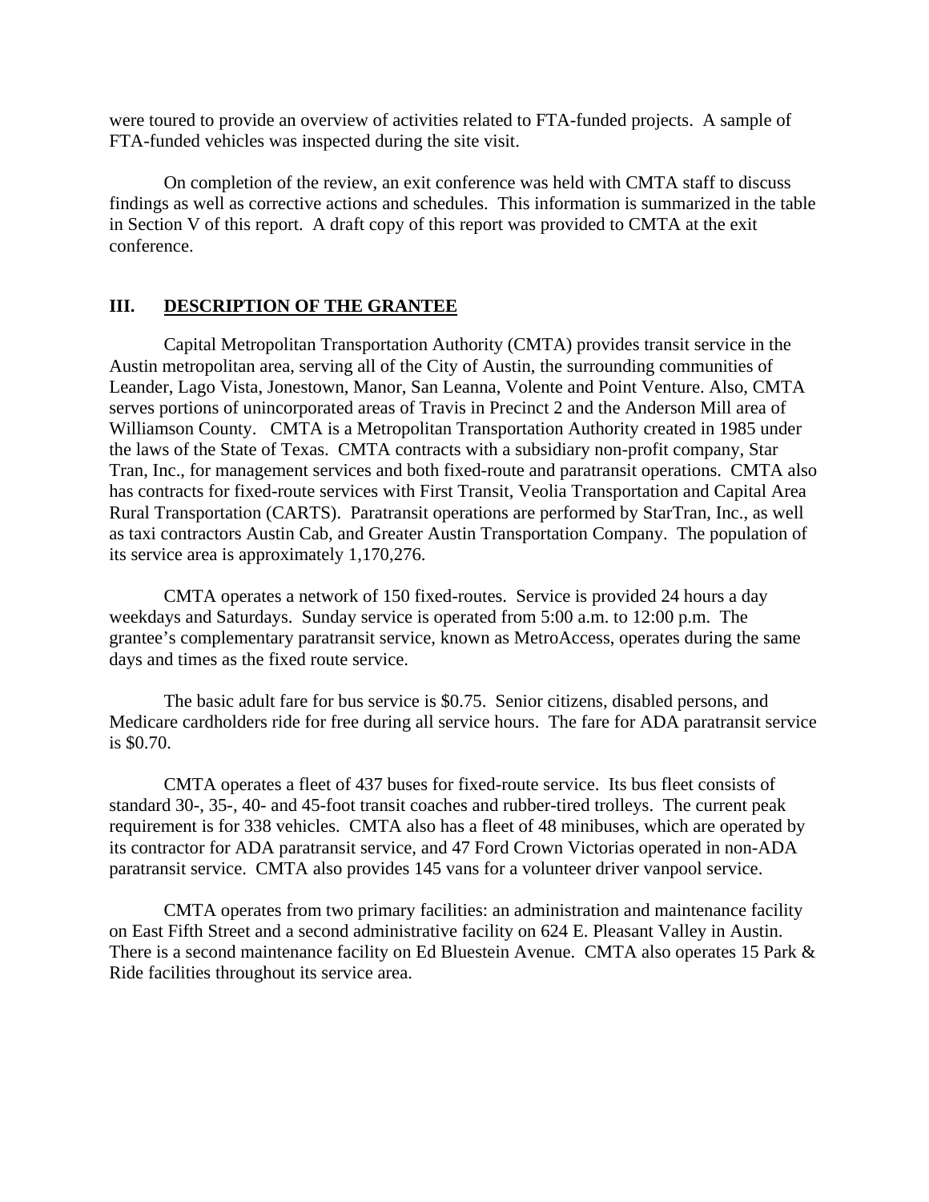were toured to provide an overview of activities related to FTA-funded projects. A sample of FTA-funded vehicles was inspected during the site visit.

On completion of the review, an exit conference was held with CMTA staff to discuss findings as well as corrective actions and schedules. This information is summarized in the table in Section V of this report. A draft copy of this report was provided to CMTA at the exit conference.

## III. DESCRIPTION OF THE GRANTEE

Capital Metropolitan Transportation Authority (CMTA) provides transit service in the Austin metropolitan area, serving all of the City of Austin, the surrounding communities of Leander, Lago Vista, Jonestown, Manor, San Leanna, Volente and Point Venture. Also, CMTA serves portions of unincorporated areas of Travis in Precinct 2 and the Anderson Mill area of Williamson County. CMTA is a Metropolitan Transportation Authority created in 1985 under the laws of the State of Texas. CMTA contracts with a subsidiary non-profit company, Star Tran, Inc., for management services and both fixed-route and paratransit operations. CMTA also has contracts for fixed-route services with First Transit, Veolia Transportation and Capital Area Rural Transportation (CARTS). Paratransit operations are performed by StarTran, Inc., as well as taxi contractors Austin Cab, and Greater Austin Transportation Company. The population of its service area is approximately 1,170,276.

CMTA operates a network of 150 fixed-routes. Service is provided 24 hours a day weekdays and Saturdays. Sunday service is operated from 5:00 a.m. to 12:00 p.m. The grantee's complementary paratransit service, known as MetroAccess, operates during the same days and times as the fixed route service.

The basic adult fare for bus service is $0.75. Senior citizens, disabled persons, and Medicare cardholders ride for free during all service hours. The fare for ADA paratransit service is $0.70.

CMTA operates a fleet of 437 buses for fixed-route service. Its bus fleet consists of standard 30-, 35-, 40- and 45-foot transit coaches and rubber-tired trolleys. The current peak requirement is for 338 vehicles. CMTA also has a fleet of 48 minibuses, which are operated by its contractor for ADA paratransit service, and 47 Ford Crown Victorias operated in non-ADA paratransit service. CMTA also provides 145 vans for a volunteer driver vanpool service.

CMTA operates from two primary facilities: an administration and maintenance facility on East Fifth Street and a second administrative facility on 624 E. Pleasant Valley in Austin. There is a second maintenance facility on Ed Bluestein Avenue. CMTA also operates 15 Park & Ride facilities throughout its service area.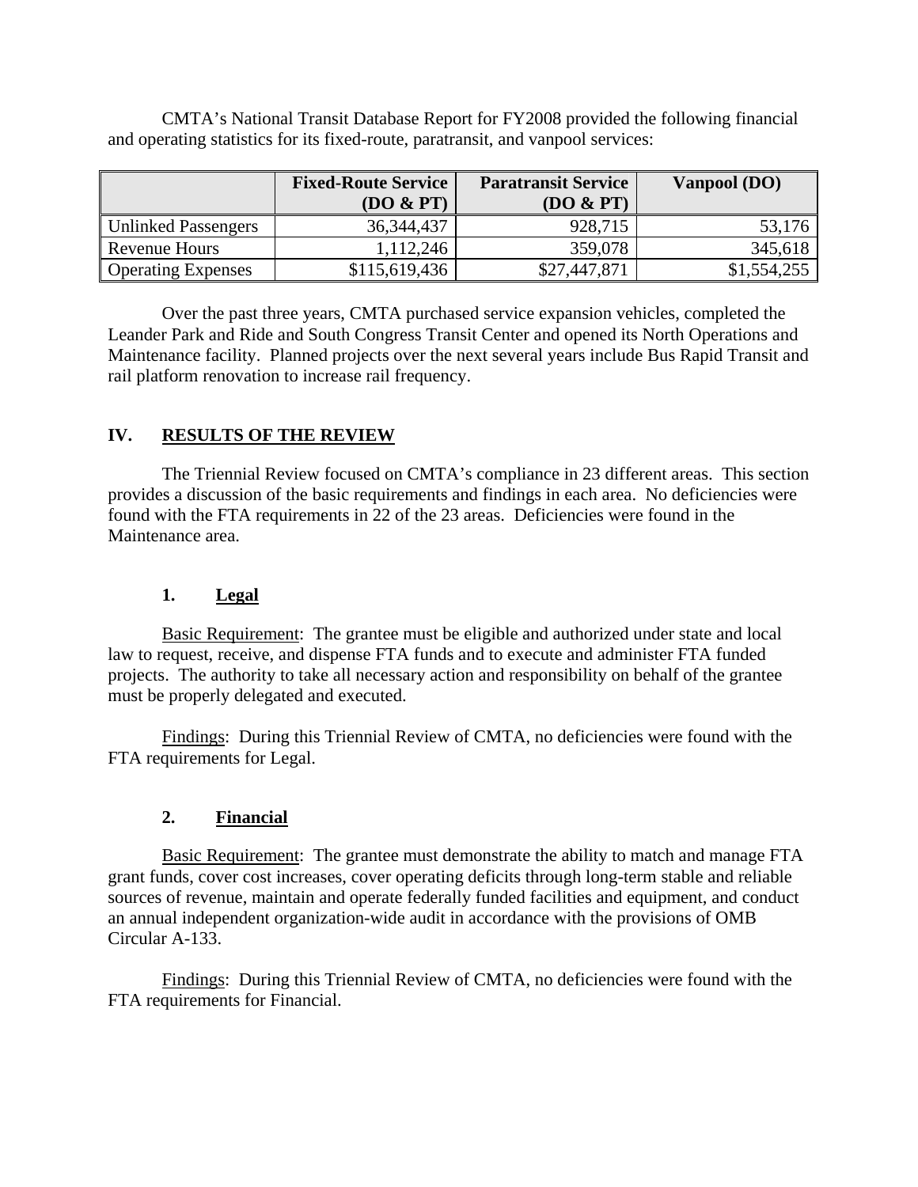CMTA's National Transit Database Report for FY2008 provided the following financial and operating statistics for its fixed-route, paratransit, and vanpool services:

| | Fixed-Route Service (DO & PT) | Paratransit Service (DO & PT) | Vanpool (DO) |
|---|---|---|---|
| Unlinked Passengers | 36,344,437 | 928,715 | 53,176 |
| Revenue Hours | 1,112,246 | 359,078 | 345,618 |
| Operating Expenses | $115,619,436 | $27,447,871 | $1,554,255 |

Over the past three years, CMTA purchased service expansion vehicles, completed the Leander Park and Ride and South Congress Transit Center and opened its North Operations and Maintenance facility. Planned projects over the next several years include Bus Rapid Transit and rail platform renovation to increase rail frequency.

## IV. RESULTS OF THE REVIEW

The Triennial Review focused on CMTA's compliance in 23 different areas. This section provides a discussion of the basic requirements and findings in each area. No deficiencies were found with the FTA requirements in 22 of the 23 areas. Deficiencies were found in the Maintenance area.

### 1. Legal

Basic Requirement: The grantee must be eligible and authorized under state and local law to request, receive, and dispense FTA funds and to execute and administer FTA funded projects. The authority to take all necessary action and responsibility on behalf of the grantee must be properly delegated and executed.

Findings: During this Triennial Review of CMTA, no deficiencies were found with the FTA requirements for Legal.

### 2. Financial

Basic Requirement: The grantee must demonstrate the ability to match and manage FTA grant funds, cover cost increases, cover operating deficits through long-term stable and reliable sources of revenue, maintain and operate federally funded facilities and equipment, and conduct an annual independent organization-wide audit in accordance with the provisions of OMB Circular A-133.

Findings: During this Triennial Review of CMTA, no deficiencies were found with the FTA requirements for Financial.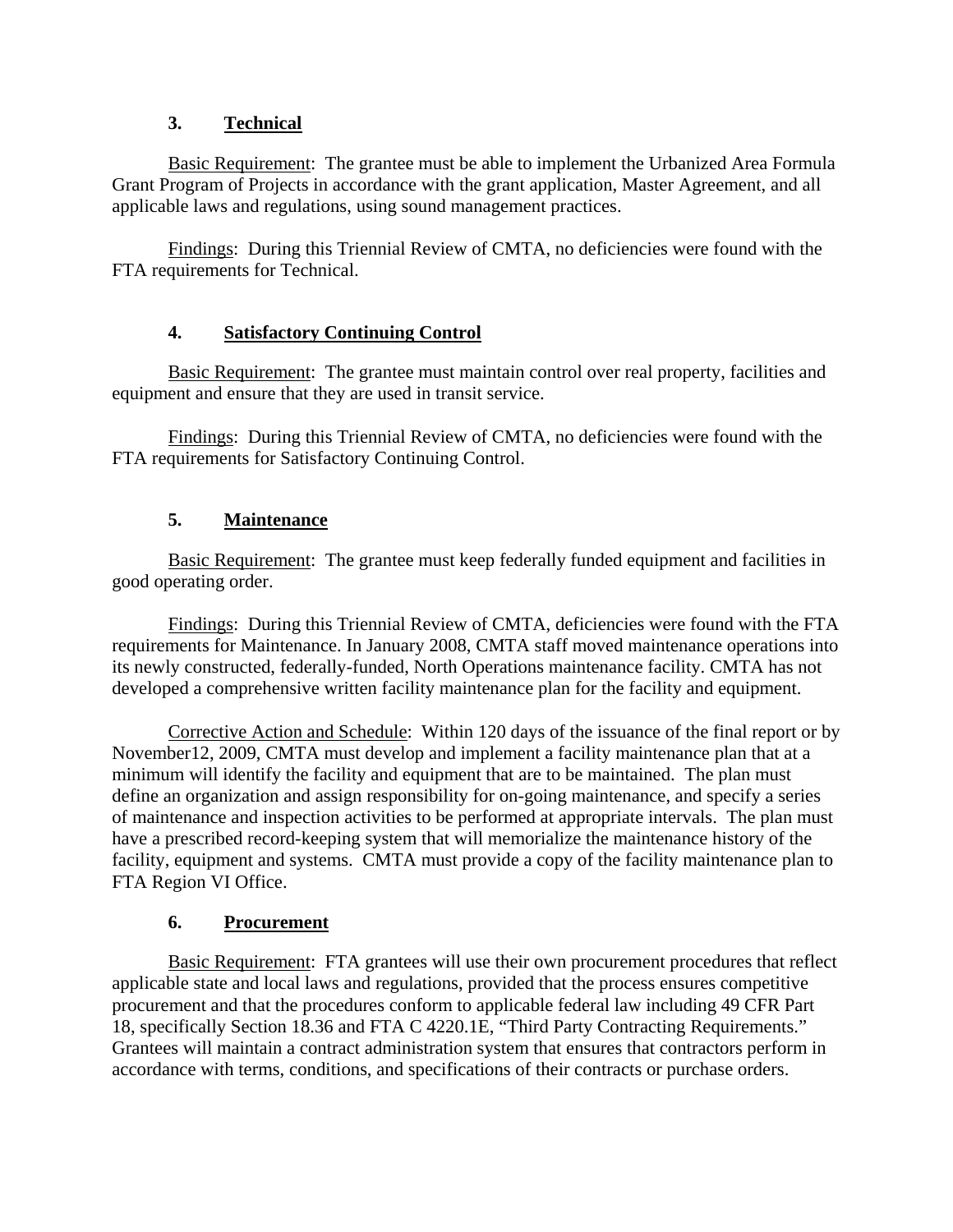### 3. Technical

Basic Requirement: The grantee must be able to implement the Urbanized Area Formula Grant Program of Projects in accordance with the grant application, Master Agreement, and all applicable laws and regulations, using sound management practices.

Findings: During this Triennial Review of CMTA, no deficiencies were found with the FTA requirements for Technical.

### 4. Satisfactory Continuing Control

Basic Requirement: The grantee must maintain control over real property, facilities and equipment and ensure that they are used in transit service.

Findings: During this Triennial Review of CMTA, no deficiencies were found with the FTA requirements for Satisfactory Continuing Control.

### 5. Maintenance

Basic Requirement: The grantee must keep federally funded equipment and facilities in good operating order.

Findings: During this Triennial Review of CMTA, deficiencies were found with the FTA requirements for Maintenance. In January 2008, CMTA staff moved maintenance operations into its newly constructed, federally-funded, North Operations maintenance facility. CMTA has not developed a comprehensive written facility maintenance plan for the facility and equipment.

Corrective Action and Schedule: Within 120 days of the issuance of the final report or by November12, 2009, CMTA must develop and implement a facility maintenance plan that at a minimum will identify the facility and equipment that are to be maintained. The plan must define an organization and assign responsibility for on-going maintenance, and specify a series of maintenance and inspection activities to be performed at appropriate intervals. The plan must have a prescribed record-keeping system that will memorialize the maintenance history of the facility, equipment and systems. CMTA must provide a copy of the facility maintenance plan to FTA Region VI Office.

### 6. Procurement

Basic Requirement: FTA grantees will use their own procurement procedures that reflect applicable state and local laws and regulations, provided that the process ensures competitive procurement and that the procedures conform to applicable federal law including 49 CFR Part 18, specifically Section 18.36 and FTA C 4220.1E, "Third Party Contracting Requirements." Grantees will maintain a contract administration system that ensures that contractors perform in accordance with terms, conditions, and specifications of their contracts or purchase orders.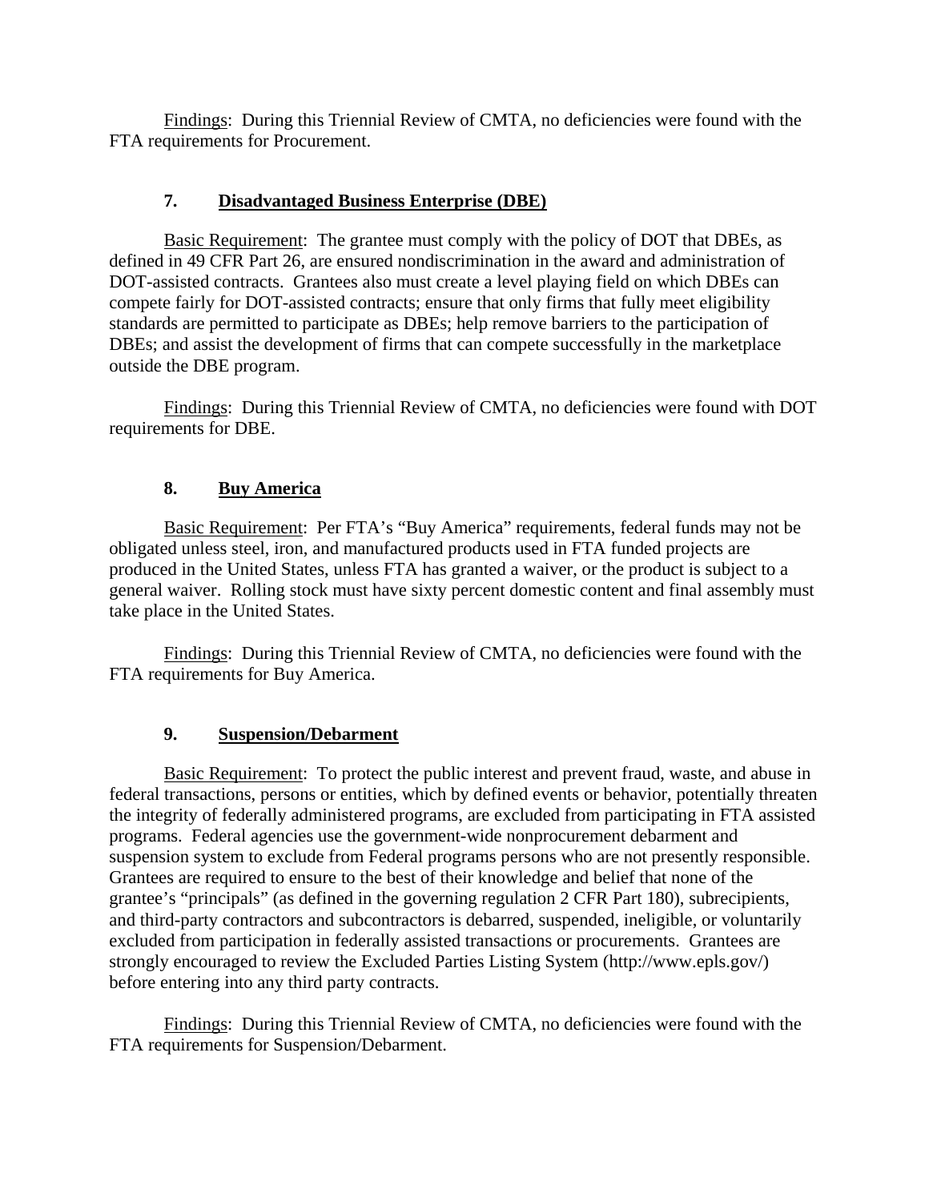Findings: During this Triennial Review of CMTA, no deficiencies were found with the FTA requirements for Procurement.

### 7. Disadvantaged Business Enterprise (DBE)

Basic Requirement: The grantee must comply with the policy of DOT that DBEs, as defined in 49 CFR Part 26, are ensured nondiscrimination in the award and administration of DOT-assisted contracts. Grantees also must create a level playing field on which DBEs can compete fairly for DOT-assisted contracts; ensure that only firms that fully meet eligibility standards are permitted to participate as DBEs; help remove barriers to the participation of DBEs; and assist the development of firms that can compete successfully in the marketplace outside the DBE program.

Findings: During this Triennial Review of CMTA, no deficiencies were found with DOT requirements for DBE.

### 8. Buy America

Basic Requirement: Per FTA's "Buy America" requirements, federal funds may not be obligated unless steel, iron, and manufactured products used in FTA funded projects are produced in the United States, unless FTA has granted a waiver, or the product is subject to a general waiver. Rolling stock must have sixty percent domestic content and final assembly must take place in the United States.

Findings: During this Triennial Review of CMTA, no deficiencies were found with the FTA requirements for Buy America.

### 9. Suspension/Debarment

Basic Requirement: To protect the public interest and prevent fraud, waste, and abuse in federal transactions, persons or entities, which by defined events or behavior, potentially threaten the integrity of federally administered programs, are excluded from participating in FTA assisted programs. Federal agencies use the government-wide nonprocurement debarment and suspension system to exclude from Federal programs persons who are not presently responsible. Grantees are required to ensure to the best of their knowledge and belief that none of the grantee's "principals" (as defined in the governing regulation 2 CFR Part 180), subrecipients, and third-party contractors and subcontractors is debarred, suspended, ineligible, or voluntarily excluded from participation in federally assisted transactions or procurements. Grantees are strongly encouraged to review the Excluded Parties Listing System (http://www.epls.gov/) before entering into any third party contracts.

Findings: During this Triennial Review of CMTA, no deficiencies were found with the FTA requirements for Suspension/Debarment.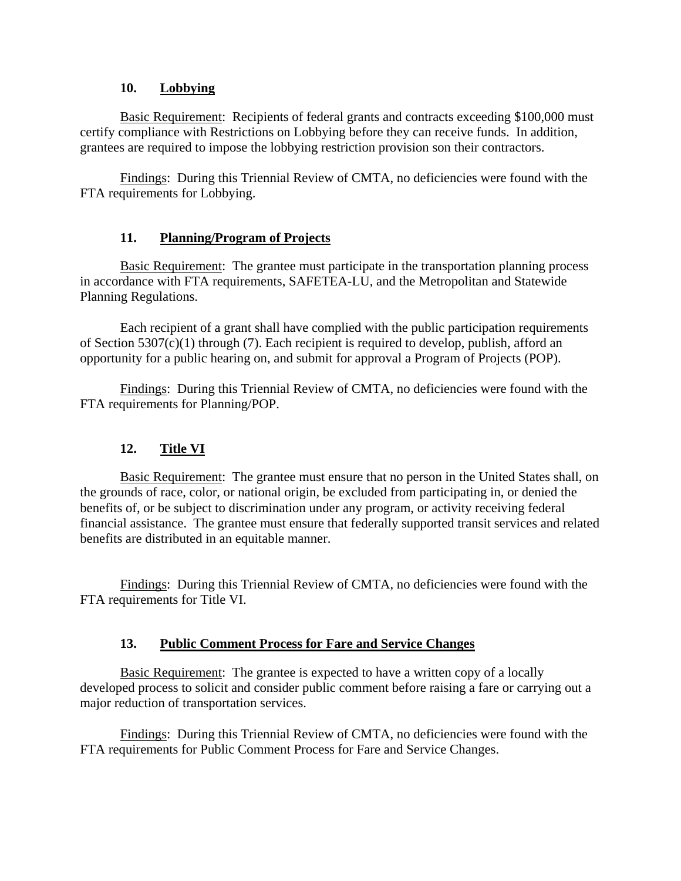### 10. Lobbying

Basic Requirement: Recipients of federal grants and contracts exceeding $100,000 must certify compliance with Restrictions on Lobbying before they can receive funds. In addition, grantees are required to impose the lobbying restriction provision son their contractors.

Findings: During this Triennial Review of CMTA, no deficiencies were found with the FTA requirements for Lobbying.

### 11. Planning/Program of Projects

Basic Requirement: The grantee must participate in the transportation planning process in accordance with FTA requirements, SAFETEA-LU, and the Metropolitan and Statewide Planning Regulations.

Each recipient of a grant shall have complied with the public participation requirements of Section 5307(c)(1) through (7). Each recipient is required to develop, publish, afford an opportunity for a public hearing on, and submit for approval a Program of Projects (POP).

Findings: During this Triennial Review of CMTA, no deficiencies were found with the FTA requirements for Planning/POP.

### 12. Title VI

Basic Requirement: The grantee must ensure that no person in the United States shall, on the grounds of race, color, or national origin, be excluded from participating in, or denied the benefits of, or be subject to discrimination under any program, or activity receiving federal financial assistance. The grantee must ensure that federally supported transit services and related benefits are distributed in an equitable manner.

Findings: During this Triennial Review of CMTA, no deficiencies were found with the FTA requirements for Title VI.

### 13. Public Comment Process for Fare and Service Changes

Basic Requirement: The grantee is expected to have a written copy of a locally developed process to solicit and consider public comment before raising a fare or carrying out a major reduction of transportation services.

Findings: During this Triennial Review of CMTA, no deficiencies were found with the FTA requirements for Public Comment Process for Fare and Service Changes.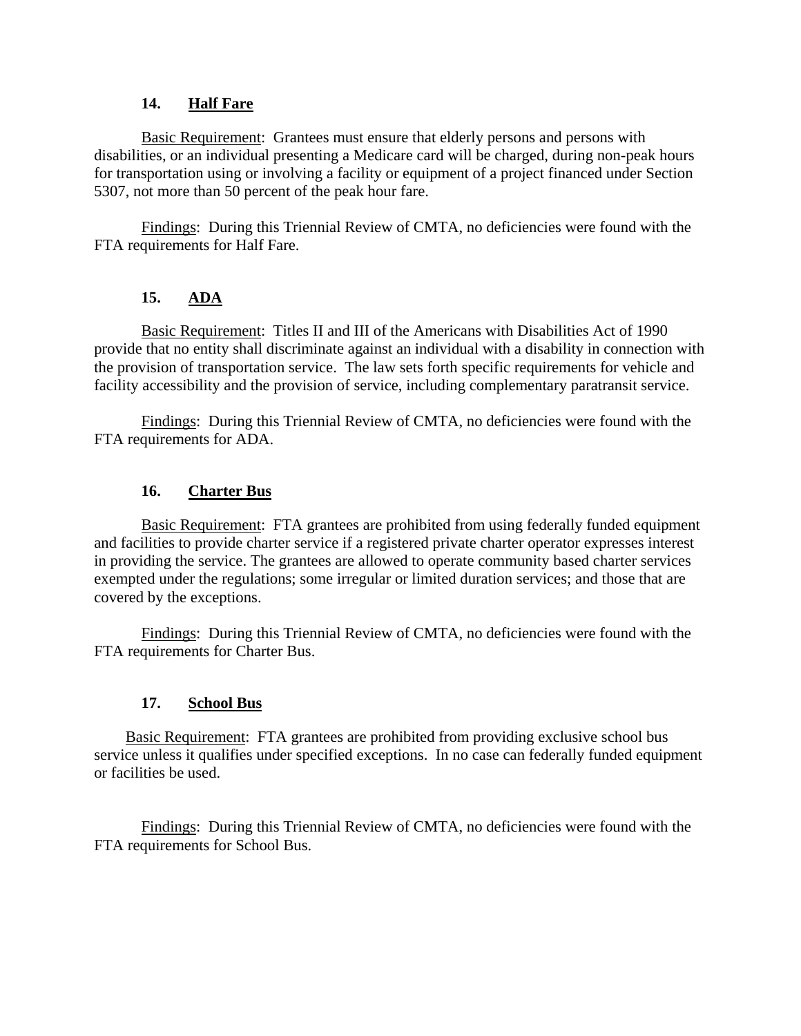### 14. Half Fare

Basic Requirement: Grantees must ensure that elderly persons and persons with disabilities, or an individual presenting a Medicare card will be charged, during non-peak hours for transportation using or involving a facility or equipment of a project financed under Section 5307, not more than 50 percent of the peak hour fare.

Findings: During this Triennial Review of CMTA, no deficiencies were found with the FTA requirements for Half Fare.

### 15. ADA

Basic Requirement: Titles II and III of the Americans with Disabilities Act of 1990 provide that no entity shall discriminate against an individual with a disability in connection with the provision of transportation service. The law sets forth specific requirements for vehicle and facility accessibility and the provision of service, including complementary paratransit service.

Findings: During this Triennial Review of CMTA, no deficiencies were found with the FTA requirements for ADA.

### 16. Charter Bus

Basic Requirement: FTA grantees are prohibited from using federally funded equipment and facilities to provide charter service if a registered private charter operator expresses interest in providing the service. The grantees are allowed to operate community based charter services exempted under the regulations; some irregular or limited duration services; and those that are covered by the exceptions.

Findings: During this Triennial Review of CMTA, no deficiencies were found with the FTA requirements for Charter Bus.

### 17. School Bus

Basic Requirement: FTA grantees are prohibited from providing exclusive school bus service unless it qualifies under specified exceptions. In no case can federally funded equipment or facilities be used.

Findings: During this Triennial Review of CMTA, no deficiencies were found with the FTA requirements for School Bus.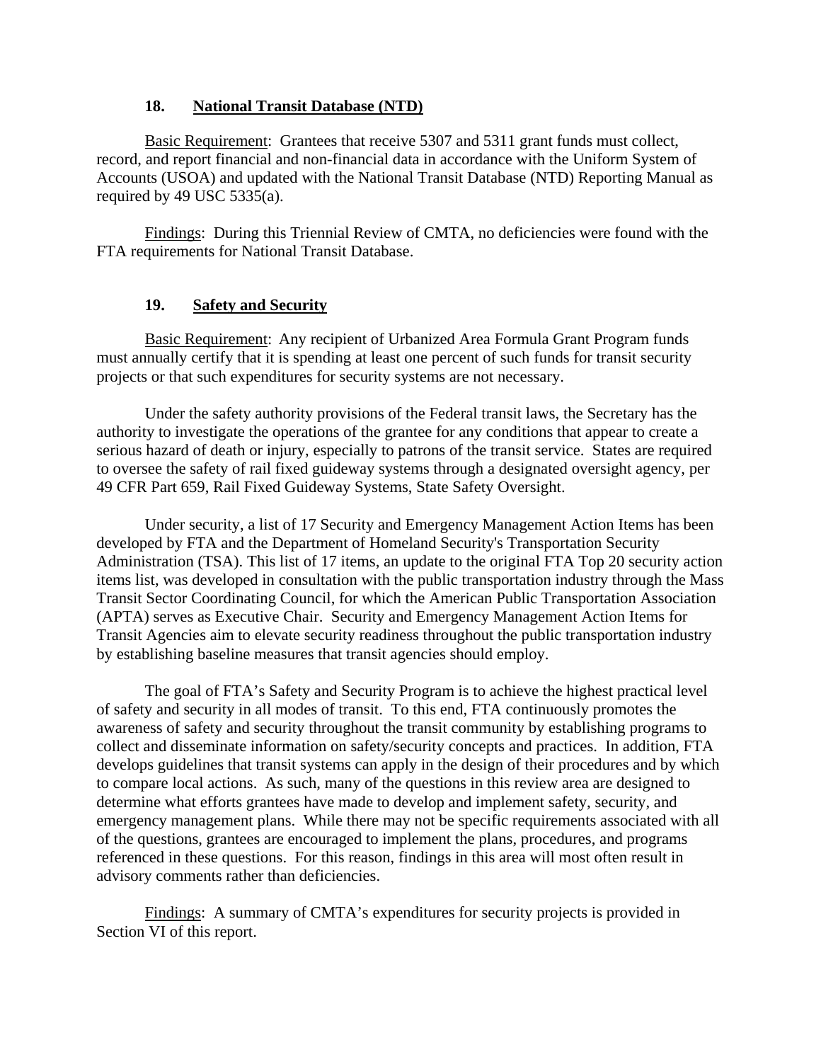### 18. National Transit Database (NTD)

Basic Requirement: Grantees that receive 5307 and 5311 grant funds must collect, record, and report financial and non-financial data in accordance with the Uniform System of Accounts (USOA) and updated with the National Transit Database (NTD) Reporting Manual as required by 49 USC 5335(a).

Findings: During this Triennial Review of CMTA, no deficiencies were found with the FTA requirements for National Transit Database.

### 19. Safety and Security

Basic Requirement: Any recipient of Urbanized Area Formula Grant Program funds must annually certify that it is spending at least one percent of such funds for transit security projects or that such expenditures for security systems are not necessary.

Under the safety authority provisions of the Federal transit laws, the Secretary has the authority to investigate the operations of the grantee for any conditions that appear to create a serious hazard of death or injury, especially to patrons of the transit service. States are required to oversee the safety of rail fixed guideway systems through a designated oversight agency, per 49 CFR Part 659, Rail Fixed Guideway Systems, State Safety Oversight.

Under security, a list of 17 Security and Emergency Management Action Items has been developed by FTA and the Department of Homeland Security's Transportation Security Administration (TSA). This list of 17 items, an update to the original FTA Top 20 security action items list, was developed in consultation with the public transportation industry through the Mass Transit Sector Coordinating Council, for which the American Public Transportation Association (APTA) serves as Executive Chair. Security and Emergency Management Action Items for Transit Agencies aim to elevate security readiness throughout the public transportation industry by establishing baseline measures that transit agencies should employ.

The goal of FTA's Safety and Security Program is to achieve the highest practical level of safety and security in all modes of transit. To this end, FTA continuously promotes the awareness of safety and security throughout the transit community by establishing programs to collect and disseminate information on safety/security concepts and practices. In addition, FTA develops guidelines that transit systems can apply in the design of their procedures and by which to compare local actions. As such, many of the questions in this review area are designed to determine what efforts grantees have made to develop and implement safety, security, and emergency management plans. While there may not be specific requirements associated with all of the questions, grantees are encouraged to implement the plans, procedures, and programs referenced in these questions. For this reason, findings in this area will most often result in advisory comments rather than deficiencies.

Findings: A summary of CMTA's expenditures for security projects is provided in Section VI of this report.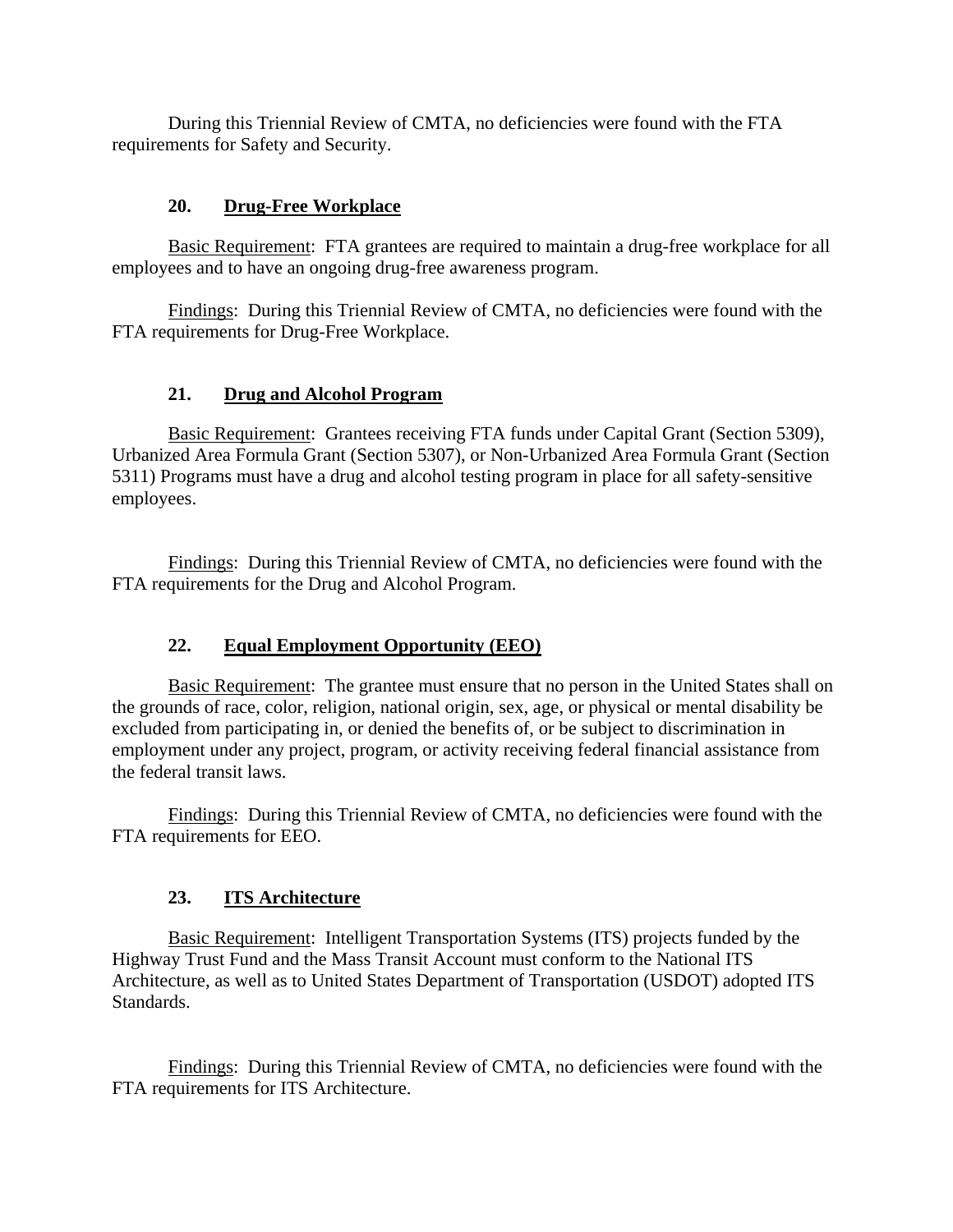During this Triennial Review of CMTA, no deficiencies were found with the FTA requirements for Safety and Security.

### 20. Drug-Free Workplace

Basic Requirement: FTA grantees are required to maintain a drug-free workplace for all employees and to have an ongoing drug-free awareness program.

Findings: During this Triennial Review of CMTA, no deficiencies were found with the FTA requirements for Drug-Free Workplace.

### 21. Drug and Alcohol Program

Basic Requirement: Grantees receiving FTA funds under Capital Grant (Section 5309), Urbanized Area Formula Grant (Section 5307), or Non-Urbanized Area Formula Grant (Section 5311) Programs must have a drug and alcohol testing program in place for all safety-sensitive employees.

Findings: During this Triennial Review of CMTA, no deficiencies were found with the FTA requirements for the Drug and Alcohol Program.

### 22. Equal Employment Opportunity (EEO)

Basic Requirement: The grantee must ensure that no person in the United States shall on the grounds of race, color, religion, national origin, sex, age, or physical or mental disability be excluded from participating in, or denied the benefits of, or be subject to discrimination in employment under any project, program, or activity receiving federal financial assistance from the federal transit laws.

Findings: During this Triennial Review of CMTA, no deficiencies were found with the FTA requirements for EEO.

### 23. ITS Architecture

Basic Requirement: Intelligent Transportation Systems (ITS) projects funded by the Highway Trust Fund and the Mass Transit Account must conform to the National ITS Architecture, as well as to United States Department of Transportation (USDOT) adopted ITS Standards.

Findings: During this Triennial Review of CMTA, no deficiencies were found with the FTA requirements for ITS Architecture.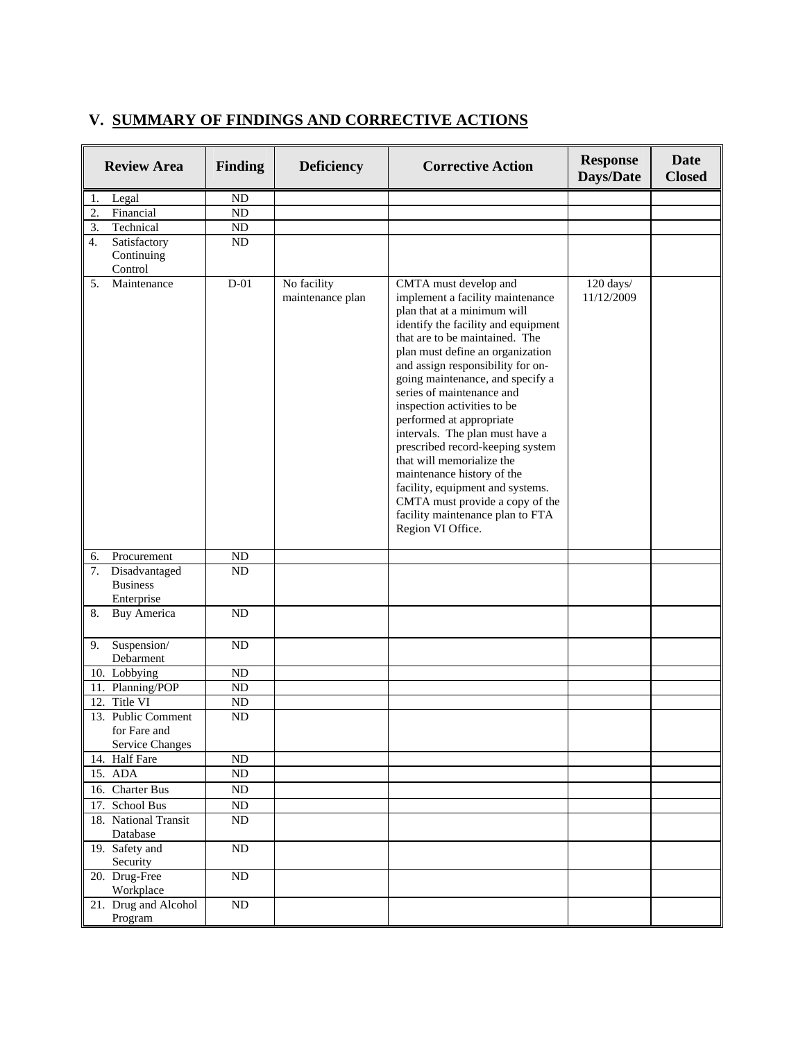## V. SUMMARY OF FINDINGS AND CORRECTIVE ACTIONS

| Review Area | Finding | Deficiency | Corrective Action | Response Days/Date | Date Closed |
|---|---|---|---|---|---|
| 1. Legal | ND | | | | |
| 2. Financial | ND | | | | |
| 3. Technical | ND | | | | |
| 4. Satisfactory Continuing Control | ND | | | | |
| 5. Maintenance | D-01 | No facility maintenance plan | CMTA must develop and implement a facility maintenance plan that at a minimum will identify the facility and equipment that are to be maintained. The plan must define an organization and assign responsibility for on-going maintenance, and specify a series of maintenance and inspection activities to be performed at appropriate intervals. The plan must have a prescribed record-keeping system that will memorialize the maintenance history of the facility, equipment and systems. CMTA must provide a copy of the facility maintenance plan to FTA Region VI Office. | 120 days/ 11/12/2009 | |
| 6. Procurement | ND | | | | |
| 7. Disadvantaged Business Enterprise | ND | | | | |
| 8. Buy America | ND | | | | |
| 9. Suspension/ Debarment | ND | | | | |
| 10. Lobbying | ND | | | | |
| 11. Planning/POP | ND | | | | |
| 12. Title VI | ND | | | | |
| 13. Public Comment for Fare and Service Changes | ND | | | | |
| 14. Half Fare | ND | | | | |
| 15. ADA | ND | | | | |
| 16. Charter Bus | ND | | | | |
| 17. School Bus | ND | | | | |
| 18. National Transit Database | ND | | | | |
| 19. Safety and Security | ND | | | | |
| 20. Drug-Free Workplace | ND | | | | |
| 21. Drug and Alcohol Program | ND | | | | |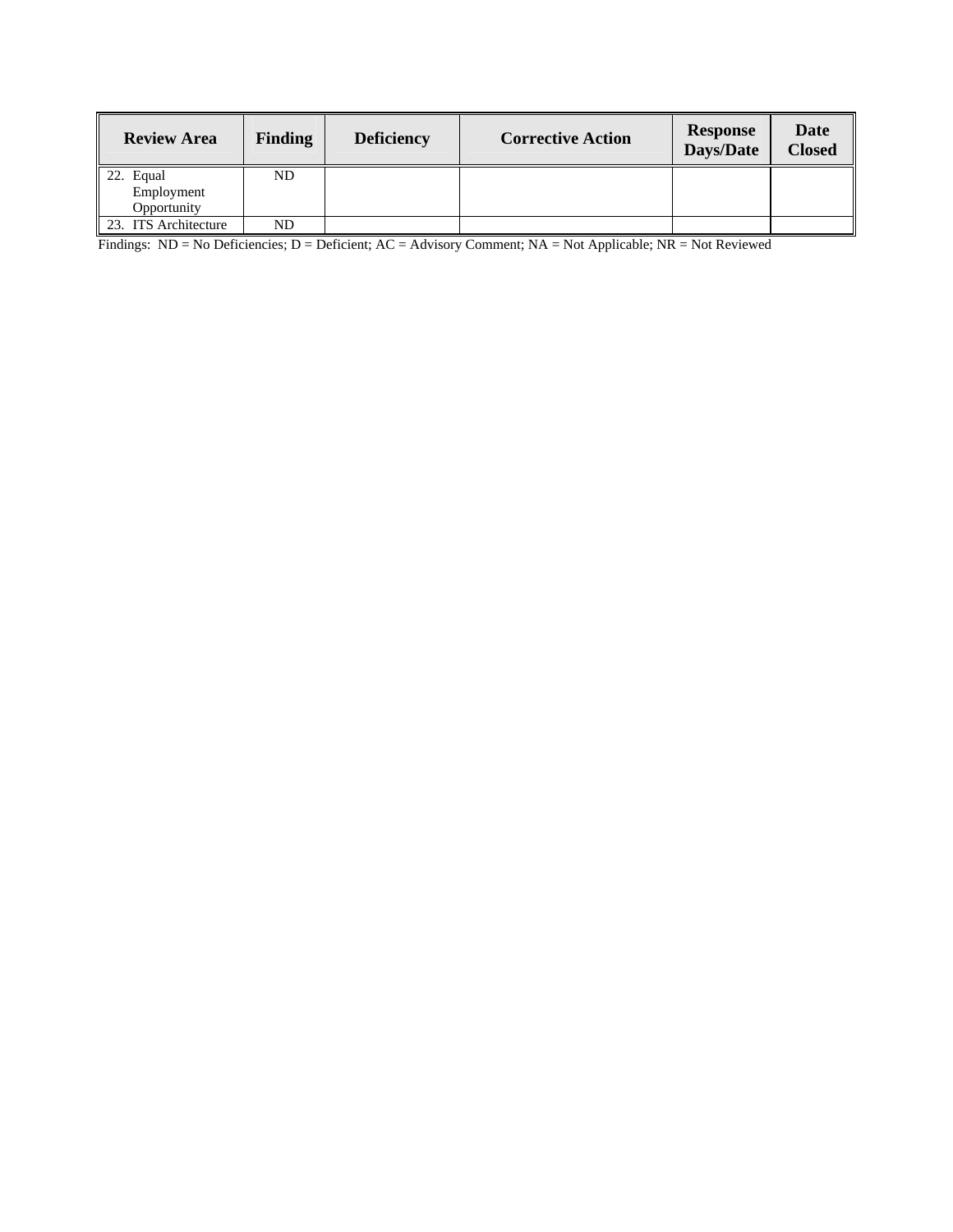| Review Area | Finding | Deficiency | Corrective Action | Response Days/Date | Date Closed |
|---|---|---|---|---|---|
| 22. Equal Employment Opportunity | ND | | | | |
| 23. ITS Architecture | ND | | | | |

Findings: ND = No Deficiencies; D = Deficient; AC = Advisory Comment; NA = Not Applicable; NR = Not Reviewed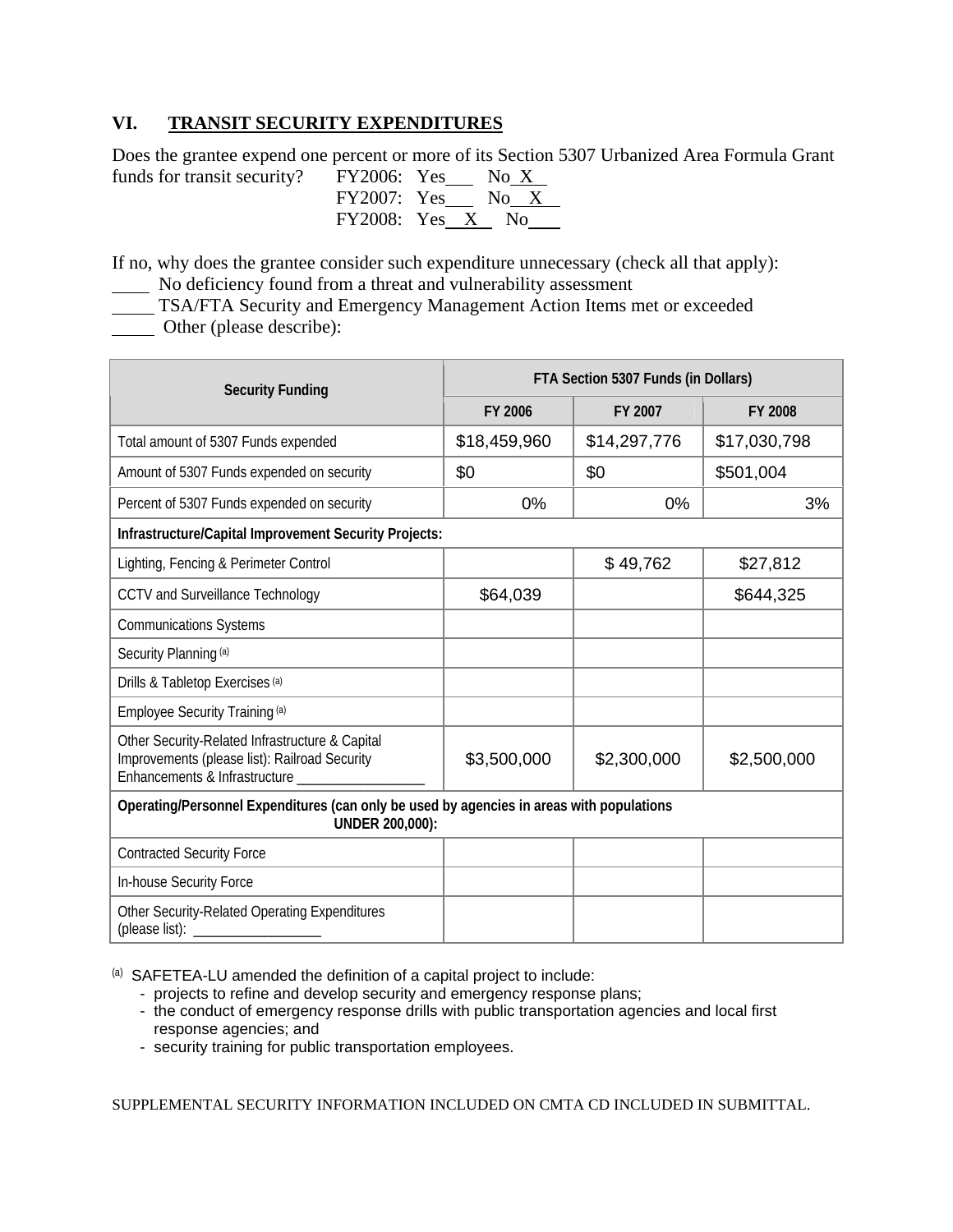## VI. TRANSIT SECURITY EXPENDITURES

Does the grantee expend one percent or more of its Section 5307 Urbanized Area Formula Grant funds for transit security?

FY2006: Yes___ No_X_
FY2007: Yes___ No_X_
FY2008: Yes_X_ No___

If no, why does the grantee consider such expenditure unnecessary (check all that apply):

____ No deficiency found from a threat and vulnerability assessment
____ TSA/FTA Security and Emergency Management Action Items met or exceeded
____ Other (please describe):

| Security Funding | FTA Section 5307 Funds (in Dollars) | | |
|---|---|---|---|
| | FY 2006 | FY 2007 | FY 2008 |
| Total amount of 5307 Funds expended | $18,459,960 | $14,297,776 | $17,030,798 |
| Amount of 5307 Funds expended on security | $0 | $0 | $501,004 |
| Percent of 5307 Funds expended on security | 0% | 0% | 3% |
| **Infrastructure/Capital Improvement Security Projects:** | | | |
| Lighting, Fencing & Perimeter Control | | $ 49,762 | $27,812 |
| CCTV and Surveillance Technology | $64,039 | | $644,325 |
| Communications Systems | | | |
| Security Planning [(a)] | | | |
| Drills & Tabletop Exercises [(a)] | | | |
| Employee Security Training [(a)] | | | |
| Other Security-Related Infrastructure & Capital Improvements (please list): Railroad Security Enhancements & Infrastructure ________________ | $3,500,000 | $2,300,000 | $2,500,000 |
| **Operating/Personnel Expenditures (can only be used by agencies in areas with populations UNDER 200,000):** | | | |
| Contracted Security Force | | | |
| In-house Security Force | | | |
| Other Security-Related Operating Expenditures (please list): ________________ | | | |

[(a)] SAFETEA-LU amended the definition of a capital project to include:

- projects to refine and develop security and emergency response plans;
- the conduct of emergency response drills with public transportation agencies and local first response agencies; and
- security training for public transportation employees.

SUPPLEMENTAL SECURITY INFORMATION INCLUDED ON CMTA CD INCLUDED IN SUBMITTAL.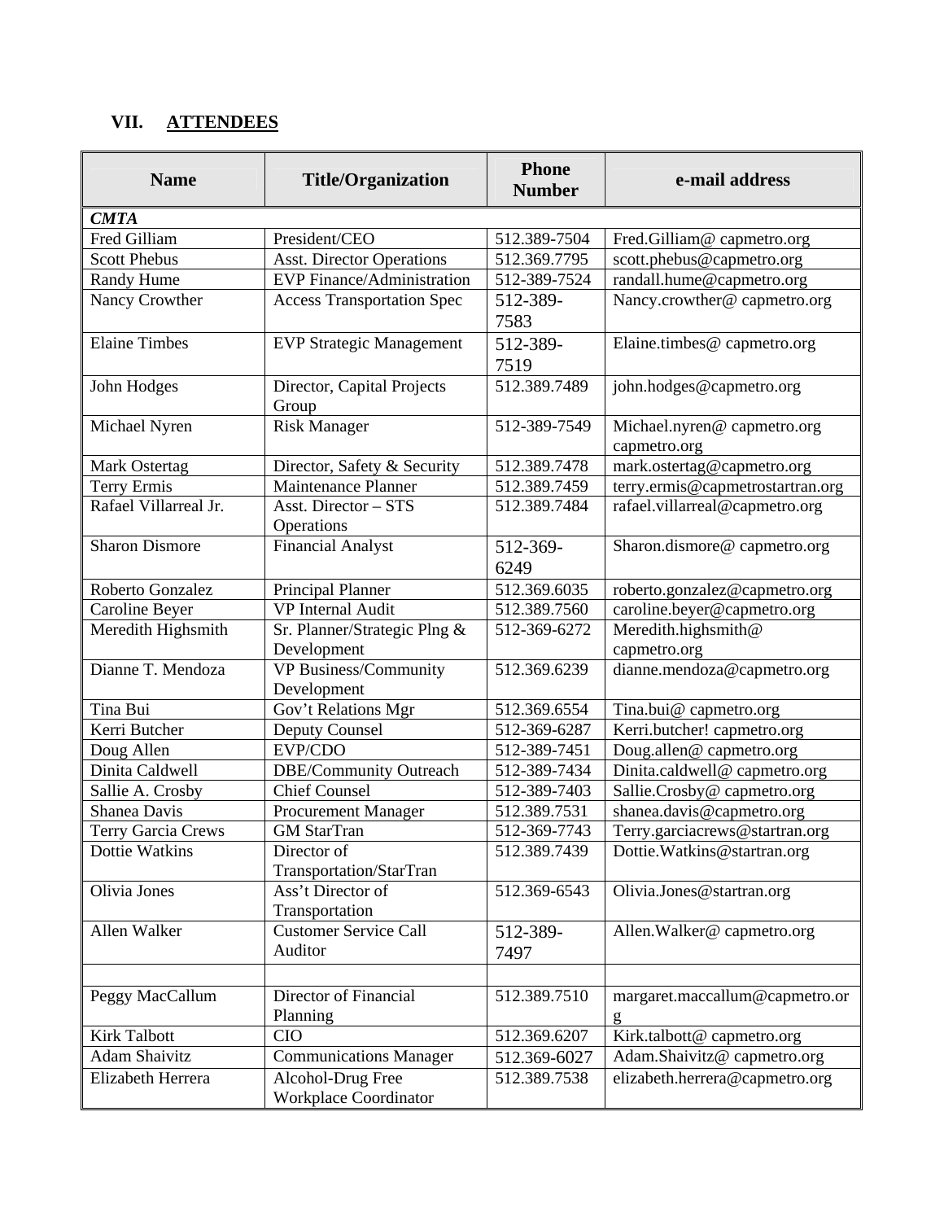## VII. ATTENDEES

| Name | Title/Organization | Phone Number | e-mail address |
|---|---|---|---|
| ***CMTA*** | | | |
| Fred Gilliam | President/CEO | 512.389-7504 | Fred.Gilliam@ capmetro.org |
| Scott Phebus | Asst. Director Operations | 512.369.7795 | scott.phebus@capmetro.org |
| Randy Hume | EVP Finance/Administration | 512-389-7524 | randall.hume@capmetro.org |
| Nancy Crowther | Access Transportation Spec | 512-389-7583 | Nancy.crowther@ capmetro.org |
| Elaine Timbes | EVP Strategic Management | 512-389-7519 | Elaine.timbes@ capmetro.org |
| John Hodges | Director, Capital Projects Group | 512.389.7489 | john.hodges@capmetro.org |
| Michael Nyren | Risk Manager | 512-389-7549 | Michael.nyren@ capmetro.org capmetro.org |
| Mark Ostertag | Director, Safety & Security | 512.389.7478 | mark.ostertag@capmetro.org |
| Terry Ermis | Maintenance Planner | 512.389.7459 | terry.ermis@capmetrostartran.org |
| Rafael Villarreal Jr. | Asst. Director – STS Operations | 512.389.7484 | rafael.villarreal@capmetro.org |
| Sharon Dismore | Financial Analyst | 512-369-6249 | Sharon.dismore@ capmetro.org |
| Roberto Gonzalez | Principal Planner | 512.369.6035 | roberto.gonzalez@capmetro.org |
| Caroline Beyer | VP Internal Audit | 512.389.7560 | caroline.beyer@capmetro.org |
| Meredith Highsmith | Sr. Planner/Strategic Plng & Development | 512-369-6272 | Meredith.highsmith@ capmetro.org |
| Dianne T. Mendoza | VP Business/Community Development | 512.369.6239 | dianne.mendoza@capmetro.org |
| Tina Bui | Gov't Relations Mgr | 512.369.6554 | Tina.bui@ capmetro.org |
| Kerri Butcher | Deputy Counsel | 512-369-6287 | Kerri.butcher! capmetro.org |
| Doug Allen | EVP/CDO | 512-389-7451 | Doug.allen@ capmetro.org |
| Dinita Caldwell | DBE/Community Outreach | 512-389-7434 | Dinita.caldwell@ capmetro.org |
| Sallie A. Crosby | Chief Counsel | 512-389-7403 | Sallie.Crosby@ capmetro.org |
| Shanea Davis | Procurement Manager | 512.389.7531 | shanea.davis@capmetro.org |
| Terry Garcia Crews | GM StarTran | 512-369-7743 | Terry.garciacrews@startran.org |
| Dottie Watkins | Director of Transportation/StarTran | 512.389.7439 | Dottie.Watkins@startran.org |
| Olivia Jones | Ass't Director of Transportation | 512.369-6543 | Olivia.Jones@startran.org |
| Allen Walker | Customer Service Call Auditor | 512-389-7497 | Allen.Walker@ capmetro.org |
| | | | |
| Peggy MacCallum | Director of Financial Planning | 512.389.7510 | margaret.maccallum@capmetro.org |
| Kirk Talbott | CIO | 512.369.6207 | Kirk.talbott@ capmetro.org |
| Adam Shaivitz | Communications Manager | 512.369-6027 | Adam.Shaivitz@ capmetro.org |
| Elizabeth Herrera | Alcohol-Drug Free Workplace Coordinator | 512.389.7538 | elizabeth.herrera@capmetro.org |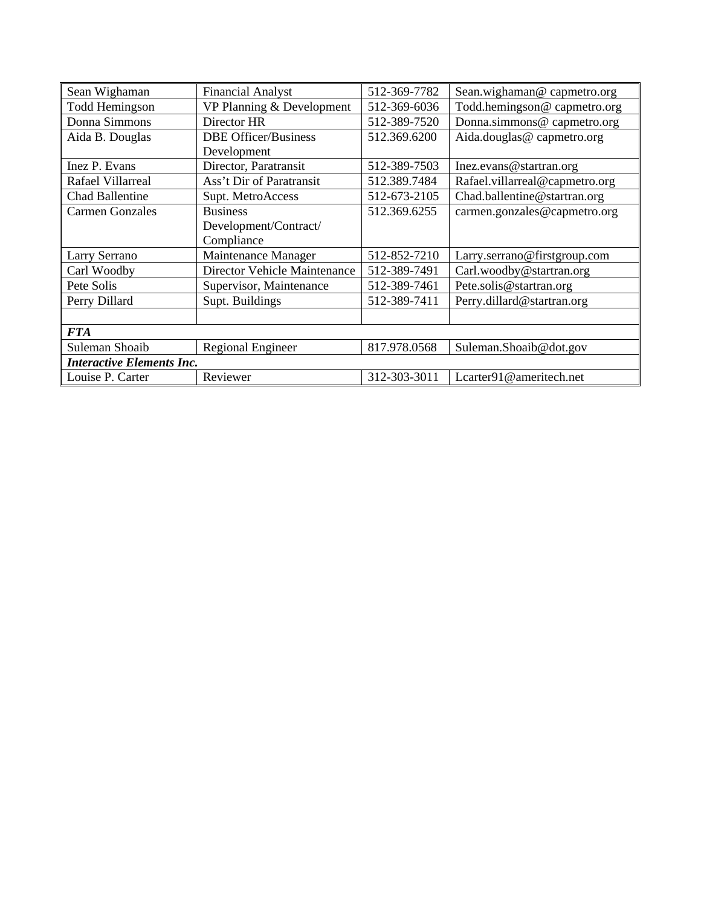| | | | |
|---|---|---|---|
| Sean Wighaman | Financial Analyst | 512-369-7782 | Sean.wighaman@ capmetro.org |
| Todd Hemingson | VP Planning & Development | 512-369-6036 | Todd.hemingson@ capmetro.org |
| Donna Simmons | Director HR | 512-389-7520 | Donna.simmons@ capmetro.org |
| Aida B. Douglas | DBE Officer/Business Development | 512.369.6200 | Aida.douglas@ capmetro.org |
| Inez P. Evans | Director, Paratransit | 512-389-7503 | Inez.evans@startran.org |
| Rafael Villarreal | Ass't Dir of Paratransit | 512.389.7484 | Rafael.villarreal@capmetro.org |
| Chad Ballentine | Supt. MetroAccess | 512-673-2105 | Chad.ballentine@startran.org |
| Carmen Gonzales | Business Development/Contract/ Compliance | 512.369.6255 | carmen.gonzales@capmetro.org |
| Larry Serrano | Maintenance Manager | 512-852-7210 | Larry.serrano@firstgroup.com |
| Carl Woodby | Director Vehicle Maintenance | 512-389-7491 | Carl.woodby@startran.org |
| Pete Solis | Supervisor, Maintenance | 512-389-7461 | Pete.solis@startran.org |
| Perry Dillard | Supt. Buildings | 512-389-7411 | Perry.dillard@startran.org |
| | | | |
| ***FTA*** | | | |
| Suleman Shoaib | Regional Engineer | 817.978.0568 | Suleman.Shoaib@dot.gov |
| ***Interactive Elements Inc.*** | | | |
| Louise P. Carter | Reviewer | 312-303-3011 | Lcarter91@ameritech.net |